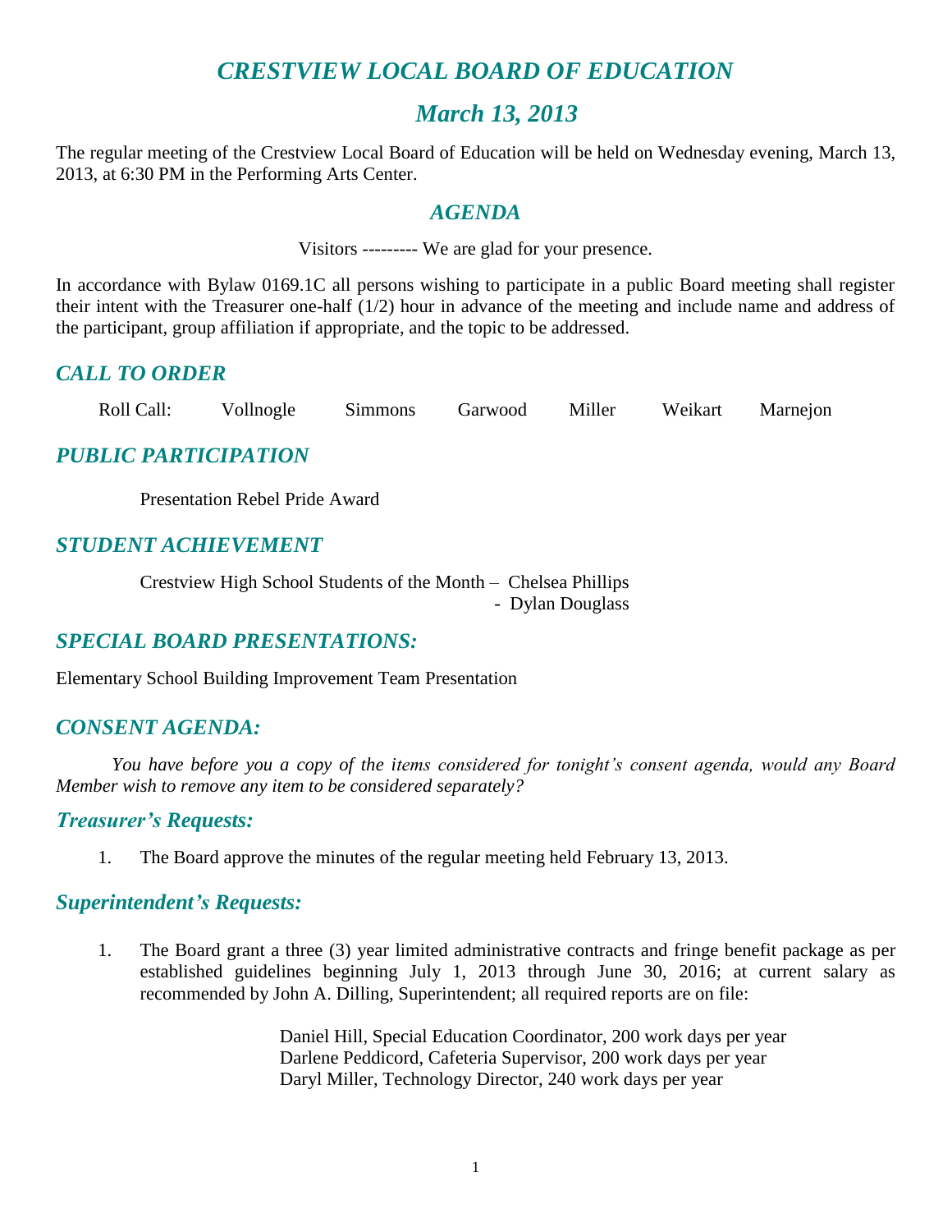# *CRESTVIEW LOCAL BOARD OF EDUCATION*

## *March 13, 2013*

The regular meeting of the Crestview Local Board of Education will be held on Wednesday evening, March 13, 2013, at 6:30 PM in the Performing Arts Center.

## *AGENDA*

Visitors --------- We are glad for your presence.

In accordance with Bylaw 0169.1C all persons wishing to participate in a public Board meeting shall register their intent with the Treasurer one-half (1/2) hour in advance of the meeting and include name and address of the participant, group affiliation if appropriate, and the topic to be addressed.

## *CALL TO ORDER*

Roll Call: Vollnogle Simmons Garwood Miller Weikart Marnejon

## *PUBLIC PARTICIPATION*

Presentation Rebel Pride Award

## *STUDENT ACHIEVEMENT*

Crestview High School Students of the Month – Chelsea Phillips
- Dylan Douglass

## *SPECIAL BOARD PRESENTATIONS:*

Elementary School Building Improvement Team Presentation

## *CONSENT AGENDA:*

*You have before you a copy of the items considered for tonight's consent agenda, would any Board Member wish to remove any item to be considered separately?*

### *Treasurer's Requests:*

1. The Board approve the minutes of the regular meeting held February 13, 2013.

### *Superintendent's Requests:*

1. The Board grant a three (3) year limited administrative contracts and fringe benefit package as per established guidelines beginning July 1, 2013 through June 30, 2016; at current salary as recommended by John A. Dilling, Superintendent; all required reports are on file:

   Daniel Hill, Special Education Coordinator, 200 work days per year
   Darlene Peddicord, Cafeteria Supervisor, 200 work days per year
   Daryl Miller, Technology Director, 240 work days per year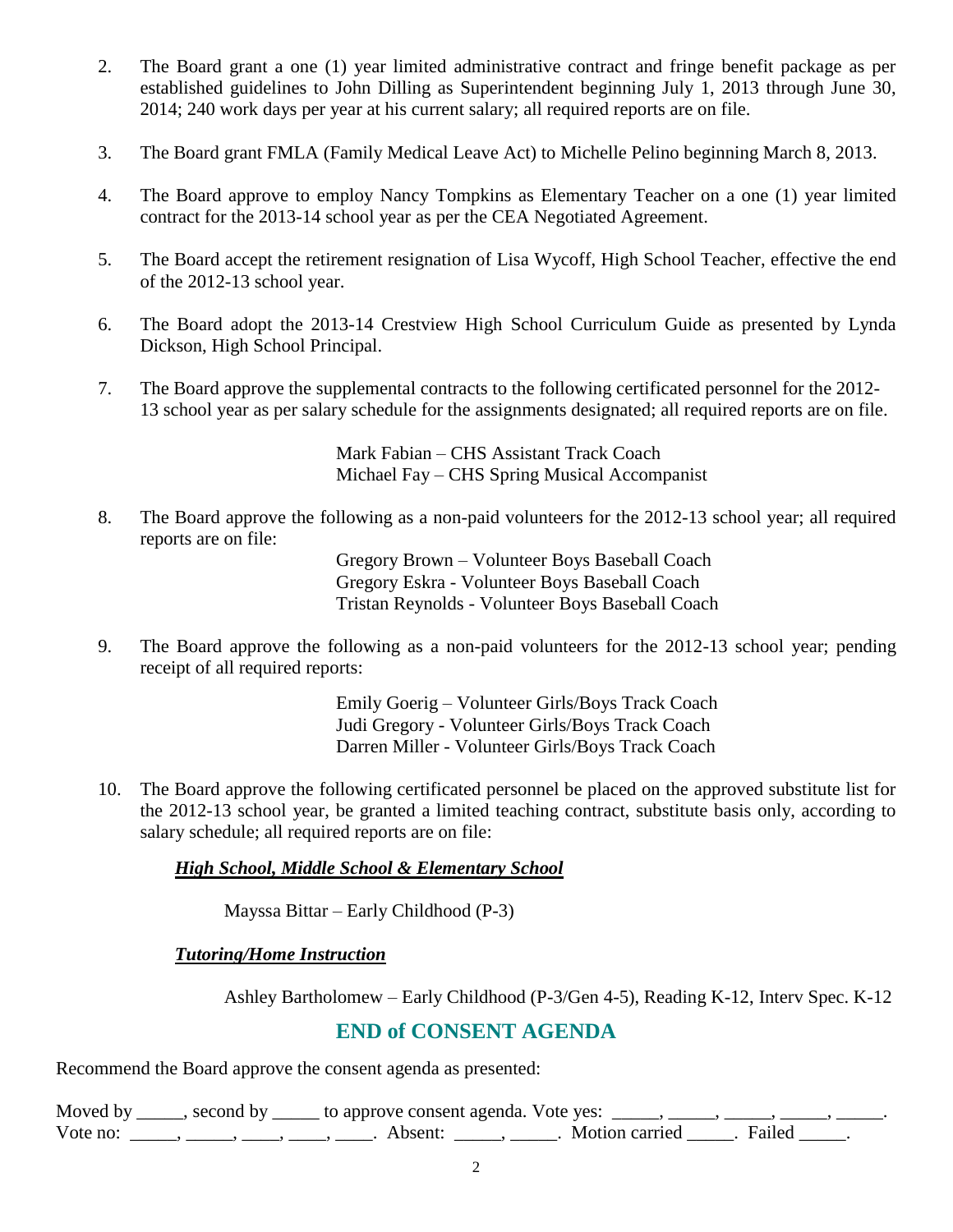2. The Board grant a one (1) year limited administrative contract and fringe benefit package as per established guidelines to John Dilling as Superintendent beginning July 1, 2013 through June 30, 2014; 240 work days per year at his current salary; all required reports are on file.

3. The Board grant FMLA (Family Medical Leave Act) to Michelle Pelino beginning March 8, 2013.

4. The Board approve to employ Nancy Tompkins as Elementary Teacher on a one (1) year limited contract for the 2013-14 school year as per the CEA Negotiated Agreement.

5. The Board accept the retirement resignation of Lisa Wycoff, High School Teacher, effective the end of the 2012-13 school year.

6. The Board adopt the 2013-14 Crestview High School Curriculum Guide as presented by Lynda Dickson, High School Principal.

7. The Board approve the supplemental contracts to the following certificated personnel for the 2012-13 school year as per salary schedule for the assignments designated; all required reports are on file.

   Mark Fabian – CHS Assistant Track Coach
   Michael Fay – CHS Spring Musical Accompanist

8. The Board approve the following as a non-paid volunteers for the 2012-13 school year; all required reports are on file:

   Gregory Brown – Volunteer Boys Baseball Coach
   Gregory Eskra - Volunteer Boys Baseball Coach
   Tristan Reynolds - Volunteer Boys Baseball Coach

9. The Board approve the following as a non-paid volunteers for the 2012-13 school year; pending receipt of all required reports:

   Emily Goerig – Volunteer Girls/Boys Track Coach
   Judi Gregory - Volunteer Girls/Boys Track Coach
   Darren Miller - Volunteer Girls/Boys Track Coach

10. The Board approve the following certificated personnel be placed on the approved substitute list for the 2012-13 school year, be granted a limited teaching contract, substitute basis only, according to salary schedule; all required reports are on file:

    ***High School, Middle School & Elementary School***

    Mayssa Bittar – Early Childhood (P-3)

    ***Tutoring/Home Instruction***

    Ashley Bartholomew – Early Childhood (P-3/Gen 4-5), Reading K-12, Interv Spec. K-12

## END of CONSENT AGENDA

Recommend the Board approve the consent agenda as presented:

Moved by _____, second by _____ to approve consent agenda. Vote yes: _____, _____, _____, _____, _____.
Vote no: _____, _____, ____, ____, ____. Absent: _____, _____. Motion carried _____. Failed _____.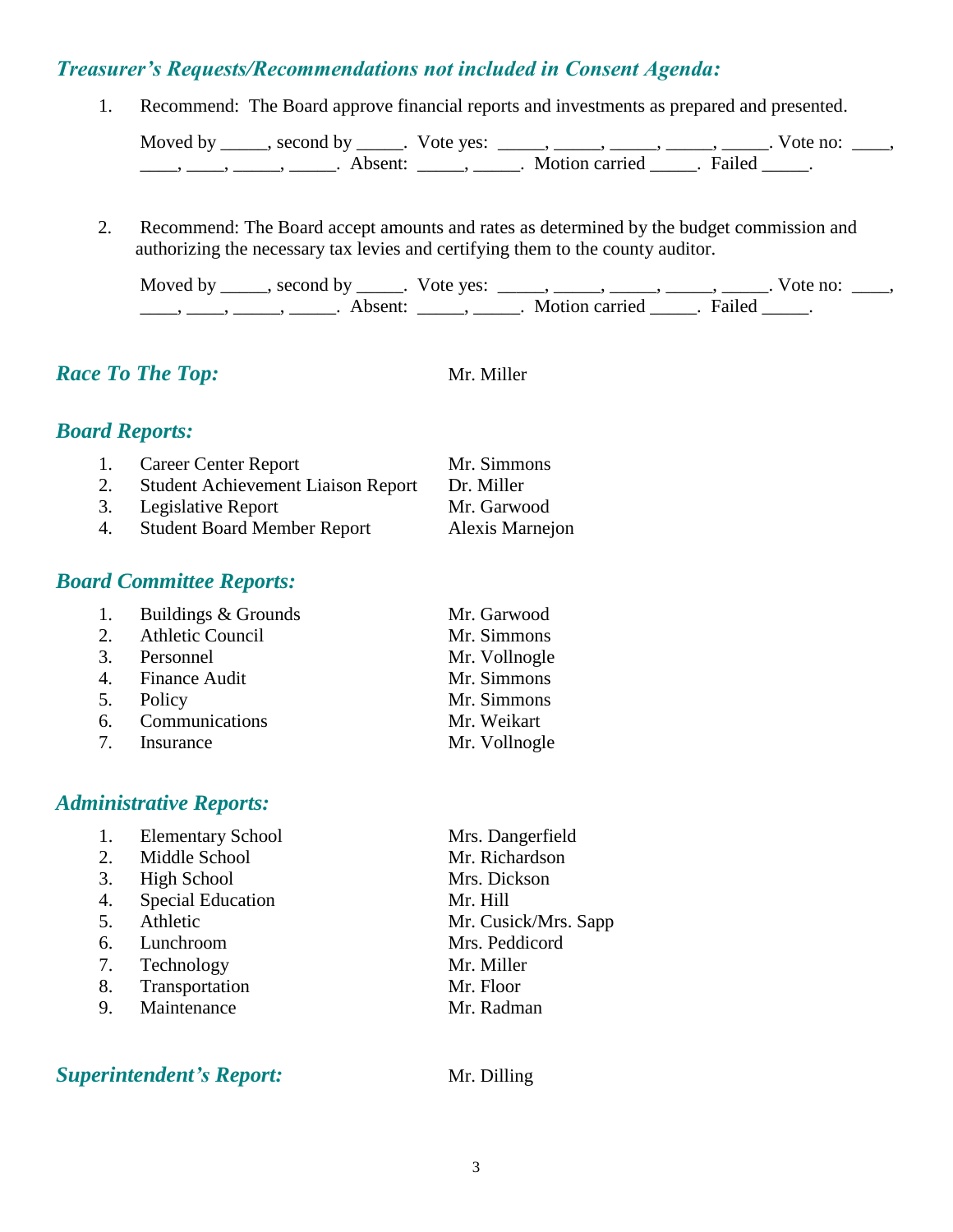## *Treasurer's Requests/Recommendations not included in Consent Agenda:*

1. Recommend: The Board approve financial reports and investments as prepared and presented.

   Moved by _____, second by _____. Vote yes: _____, _____, _____, _____, _____. Vote no: ____, ____, ____, _____, _____. Absent: _____, _____. Motion carried _____. Failed _____.

2. Recommend: The Board accept amounts and rates as determined by the budget commission and authorizing the necessary tax levies and certifying them to the county auditor.

   Moved by _____, second by _____. Vote yes: _____, _____, _____, _____, _____. Vote no: ____, ____, ____, _____, _____. Absent: _____, _____. Motion carried _____. Failed _____.

## *Race To The Top:* Mr. Miller

## *Board Reports:*

1. Career Center Report — Mr. Simmons
2. Student Achievement Liaison Report — Dr. Miller
3. Legislative Report — Mr. Garwood
4. Student Board Member Report — Alexis Marnejon

## *Board Committee Reports:*

1. Buildings & Grounds — Mr. Garwood
2. Athletic Council — Mr. Simmons
3. Personnel — Mr. Vollnogle
4. Finance Audit — Mr. Simmons
5. Policy — Mr. Simmons
6. Communications — Mr. Weikart
7. Insurance — Mr. Vollnogle

## *Administrative Reports:*

1. Elementary School — Mrs. Dangerfield
2. Middle School — Mr. Richardson
3. High School — Mrs. Dickson
4. Special Education — Mr. Hill
5. Athletic — Mr. Cusick/Mrs. Sapp
6. Lunchroom — Mrs. Peddicord
7. Technology — Mr. Miller
8. Transportation — Mr. Floor
9. Maintenance — Mr. Radman

## *Superintendent's Report:* Mr. Dilling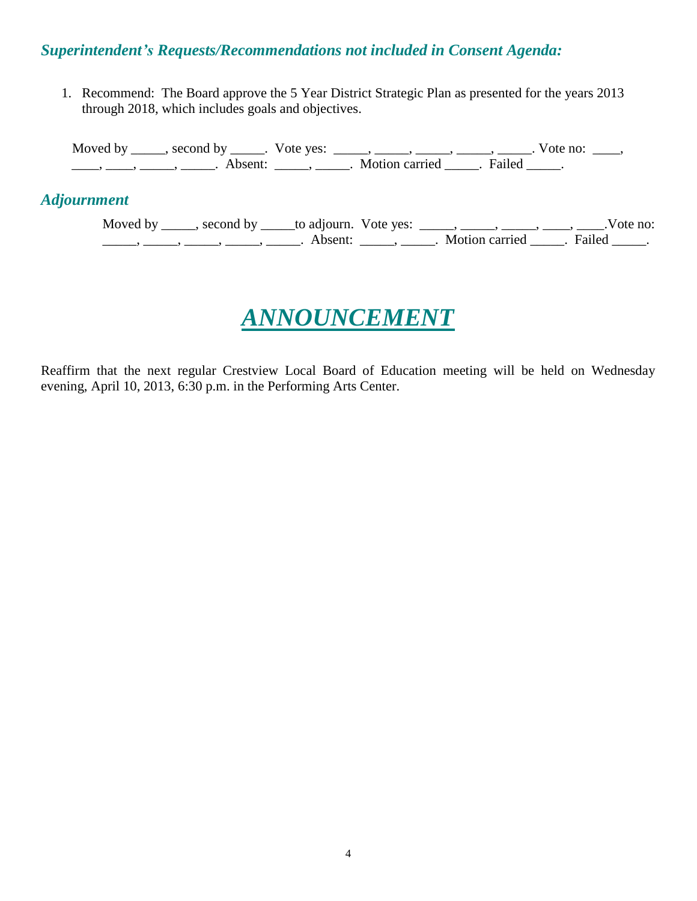## *Superintendent's Requests/Recommendations not included in Consent Agenda:*

1. Recommend: The Board approve the 5 Year District Strategic Plan as presented for the years 2013 through 2018, which includes goals and objectives.

Moved by _____, second by _____. Vote yes: _____, _____, _____, _____, _____. Vote no: ____, ____, ____, _____, _____. Absent: _____, _____. Motion carried _____. Failed _____.

## *Adjournment*

Moved by _____, second by _____to adjourn. Vote yes: _____, _____, _____, ____, ____.Vote no: _____, _____, _____, _____, _____. Absent: _____, _____. Motion carried _____. Failed _____.

# *ANNOUNCEMENT*

Reaffirm that the next regular Crestview Local Board of Education meeting will be held on Wednesday evening, April 10, 2013, 6:30 p.m. in the Performing Arts Center.